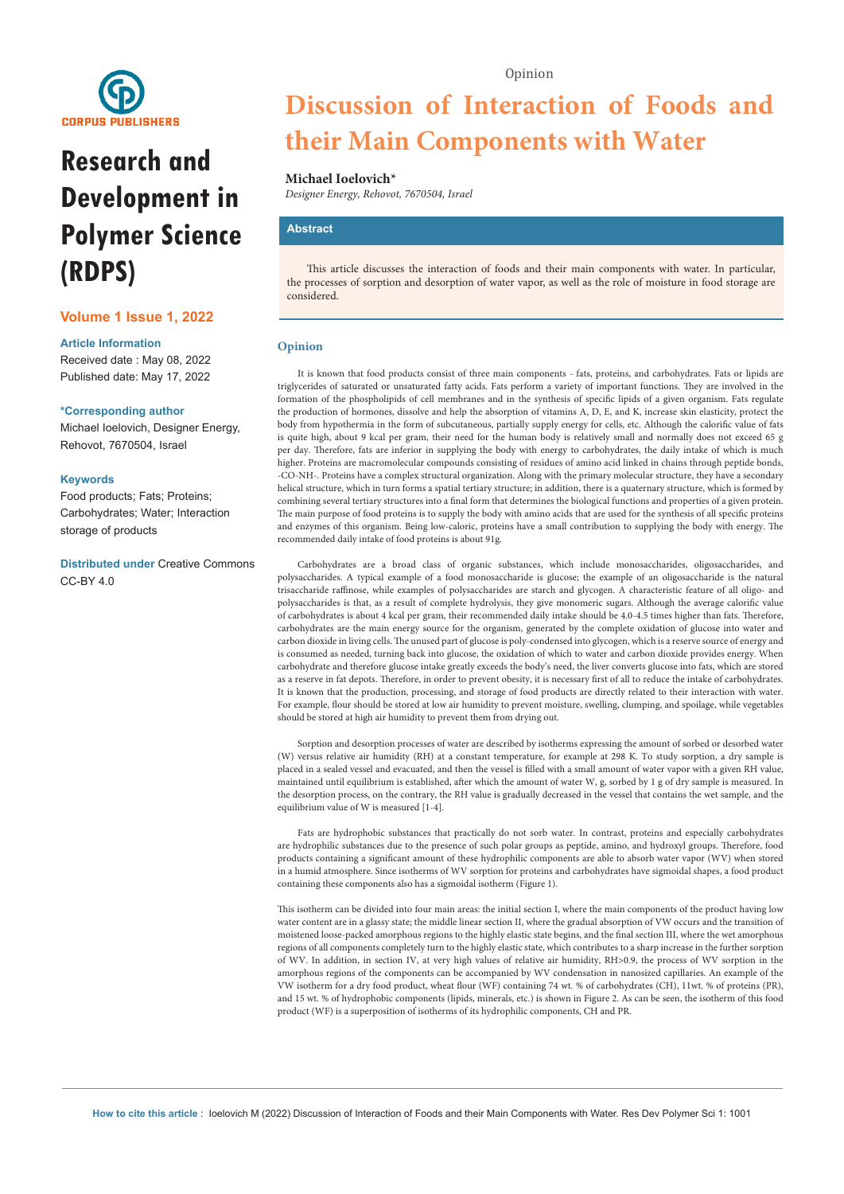# Discussion of Interaction of Foods and their Main Components with Water

**Michael Ioelovich***

*Designer Energy, Rehovot, 7670504, Israel*

**Research and Development in Polymer Science (RDPS)**

**Volume 1 Issue 1, 2022**

**Article Information**

Received date : May 08, 2022

Published date: May 17, 2022

**\*Corresponding author**

Michael Ioelovich, Designer Energy, Rehovot, 7670504, Israel

**Keywords**

Food products; Fats; Proteins; Carbohydrates; Water; Interaction storage of products

**Distributed under** Creative Commons CC-BY 4.0

**How to cite this article** : Ioelovich M (2022) Discussion of Interaction of Foods and their Main Components with Water. Res Dev Polymer Sci 1: 1001

## Abstract

This article discusses the interaction of foods and their main components with water. In particular, the processes of sorption and desorption of water vapor, as well as the role of moisture in food storage are considered.

## Opinion

It is known that food products consist of three main components - fats, proteins, and carbohydrates. Fats or lipids are triglycerides of saturated or unsaturated fatty acids. Fats perform a variety of important functions. They are involved in the formation of the phospholipids of cell membranes and in the synthesis of specific lipids of a given organism. Fats regulate the production of hormones, dissolve and help the absorption of vitamins A, D, E, and K, increase skin elasticity, protect the body from hypothermia in the form of subcutaneous, partially supply energy for cells, etc. Although the calorific value of fats is quite high, about 9 kcal per gram, their need for the human body is relatively small and normally does not exceed 65 g per day. Therefore, fats are inferior in supplying the body with energy to carbohydrates, the daily intake of which is much higher. Proteins are macromolecular compounds consisting of residues of amino acid linked in chains through peptide bonds, -CO-NH-. Proteins have a complex structural organization. Along with the primary molecular structure, they have a secondary helical structure, which in turn forms a spatial tertiary structure; in addition, there is a quaternary structure, which is formed by combining several tertiary structures into a final form that determines the biological functions and properties of a given protein. The main purpose of food proteins is to supply the body with amino acids that are used for the synthesis of all specific proteins and enzymes of this organism. Being low-caloric, proteins have a small contribution to supplying the body with energy. The recommended daily intake of food proteins is about 91g.

Carbohydrates are a broad class of organic substances, which include monosaccharides, oligosaccharides, and polysaccharides. A typical example of a food monosaccharide is glucose; the example of an oligosaccharide is the natural trisaccharide raffinose, while examples of polysaccharides are starch and glycogen. A characteristic feature of all oligo- and polysaccharides is that, as a result of complete hydrolysis, they give monomeric sugars. Although the average calorific value of carbohydrates is about 4 kcal per gram, their recommended daily intake should be 4.0-4.5 times higher than fats. Therefore, carbohydrates are the main energy source for the organism, generated by the complete oxidation of glucose into water and carbon dioxide in living cells. The unused part of glucose is poly-condensed into glycogen, which is a reserve source of energy and is consumed as needed, turning back into glucose, the oxidation of which to water and carbon dioxide provides energy. When carbohydrate and therefore glucose intake greatly exceeds the body's need, the liver converts glucose into fats, which are stored as a reserve in fat depots. Therefore, in order to prevent obesity, it is necessary first of all to reduce the intake of carbohydrates. It is known that the production, processing, and storage of food products are directly related to their interaction with water. For example, flour should be stored at low air humidity to prevent moisture, swelling, clumping, and spoilage, while vegetables should be stored at high air humidity to prevent them from drying out.

Sorption and desorption processes of water are described by isotherms expressing the amount of sorbed or desorbed water (W) versus relative air humidity (RH) at a constant temperature, for example at 298 K. To study sorption, a dry sample is placed in a sealed vessel and evacuated, and then the vessel is filled with a small amount of water vapor with a given RH value, maintained until equilibrium is established, after which the amount of water W, g, sorbed by 1 g of dry sample is measured. In the desorption process, on the contrary, the RH value is gradually decreased in the vessel that contains the wet sample, and the equilibrium value of W is measured [1-4].

Fats are hydrophobic substances that practically do not sorb water. In contrast, proteins and especially carbohydrates are hydrophilic substances due to the presence of such polar groups as peptide, amino, and hydroxyl groups. Therefore, food products containing a significant amount of these hydrophilic components are able to absorb water vapor (WV) when stored in a humid atmosphere. Since isotherms of WV sorption for proteins and carbohydrates have sigmoidal shapes, a food product containing these components also has a sigmoidal isotherm (Figure 1).

This isotherm can be divided into four main areas: the initial section I, where the main components of the product having low water content are in a glassy state; the middle linear section II, where the gradual absorption of VW occurs and the transition of moistened loose-packed amorphous regions to the highly elastic state begins, and the final section III, where the wet amorphous regions of all components completely turn to the highly elastic state, which contributes to a sharp increase in the further sorption of WV. In addition, in section IV, at very high values of relative air humidity, RH>0.9, the process of WV sorption in the amorphous regions of the components can be accompanied by WV condensation in nanosized capillaries. An example of the VW isotherm for a dry food product, wheat flour (WF) containing 74 wt. % of carbohydrates (CH), 11wt. % of proteins (PR), and 15 wt. % of hydrophobic components (lipids, minerals, etc.) is shown in Figure 2. As can be seen, the isotherm of this food product (WF) is a superposition of isotherms of its hydrophilic components, CH and PR.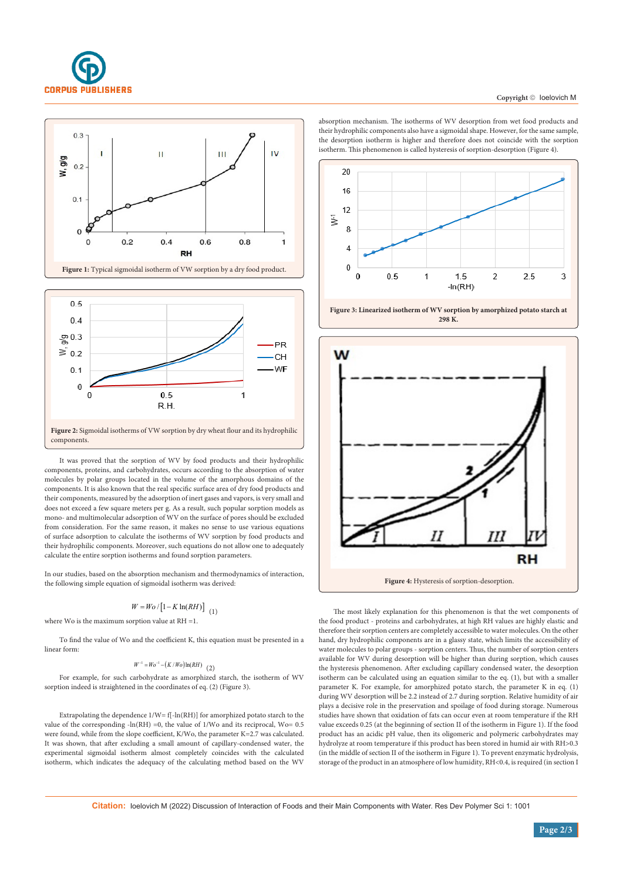Figure 1: Typical sigmoidal isotherm of VW sorption by a dry food product.

Figure 2: Sigmoidal isotherms of VW sorption by dry wheat flour and its hydrophilic components.

It was proved that the sorption of WV by food products and their hydrophilic components, proteins, and carbohydrates, occurs according to the absorption of water molecules by polar groups located in the volume of the amorphous domains of the components. It is also known that the real specific surface area of dry food products and their components, measured by the adsorption of inert gases and vapors, is very small and does not exceed a few square meters per g. As a result, such popular sorption models as mono- and multimolecular adsorption of WV on the surface of pores should be excluded from consideration. For the same reason, it makes no sense to use various equations of surface adsorption to calculate the isotherms of WV sorption by food products and their hydrophilic components. Moreover, such equations do not allow one to adequately calculate the entire sorption isotherms and found sorption parameters.

In our studies, based on the absorption mechanism and thermodynamics of interaction, the following simple equation of sigmoidal isotherm was derived:

$$W = Wo / [1 - K \ln(RH)] \quad (1)$$

where Wo is the maximum sorption value at RH =1.

To find the value of Wo and the coefficient K, this equation must be presented in a linear form:

$$W^{-1} = Wo^{-1} - (K/Wo)\ln(RH) \quad (2)$$

For example, for such carbohydrate as amorphized starch, the isotherm of WV sorption indeed is straightened in the coordinates of eq. (2) (Figure 3).

Extrapolating the dependence 1/W= f[-ln(RH)] for amorphized potato starch to the value of the corresponding -ln(RH) =0, the value of 1/Wo and its reciprocal, Wo= 0.5 were found, while from the slope coefficient, K/Wo, the parameter K=2.7 was calculated. It was shown, that after excluding a small amount of capillary-condensed water, the experimental sigmoidal isotherm almost completely coincides with the calculated isotherm, which indicates the adequacy of the calculating method based on the WV absorption mechanism. The isotherms of WV desorption from wet food products and their hydrophilic components also have a sigmoidal shape. However, for the same sample, the desorption isotherm is higher and therefore does not coincide with the sorption isotherm. This phenomenon is called hysteresis of sorption-desorption (Figure 4).

**Figure 3: Linearized isotherm of WV sorption by amorphized potato starch at 298 K.**

Figure 4: Hysteresis of sorption-desorption.

The most likely explanation for this phenomenon is that the wet components of the food product - proteins and carbohydrates, at high RH values are highly elastic and therefore their sorption centers are completely accessible to water molecules. On the other hand, dry hydrophilic components are in a glassy state, which limits the accessibility of water molecules to polar groups - sorption centers. Thus, the number of sorption centers available for WV during desorption will be higher than during sorption, which causes the hysteresis phenomenon. After excluding capillary condensed water, the desorption isotherm can be calculated using an equation similar to the eq. (1), but with a smaller parameter K. For example, for amorphized potato starch, the parameter K in eq. (1) during WV desorption will be 2.2 instead of 2.7 during sorption. Relative humidity of air plays a decisive role in the preservation and spoilage of food during storage. Numerous studies have shown that oxidation of fats can occur even at room temperature if the RH value exceeds 0.25 (at the beginning of section II of the isotherm in Figure 1). If the food product has an acidic pH value, then its oligomeric and polymeric carbohydrates may hydrolyze at room temperature if this product has been stored in humid air with RH>0.3 (in the middle of section II of the isotherm in Figure 1). To prevent enzymatic hydrolysis, storage of the product in an atmosphere of low humidity, RH<0.4, is required (in section I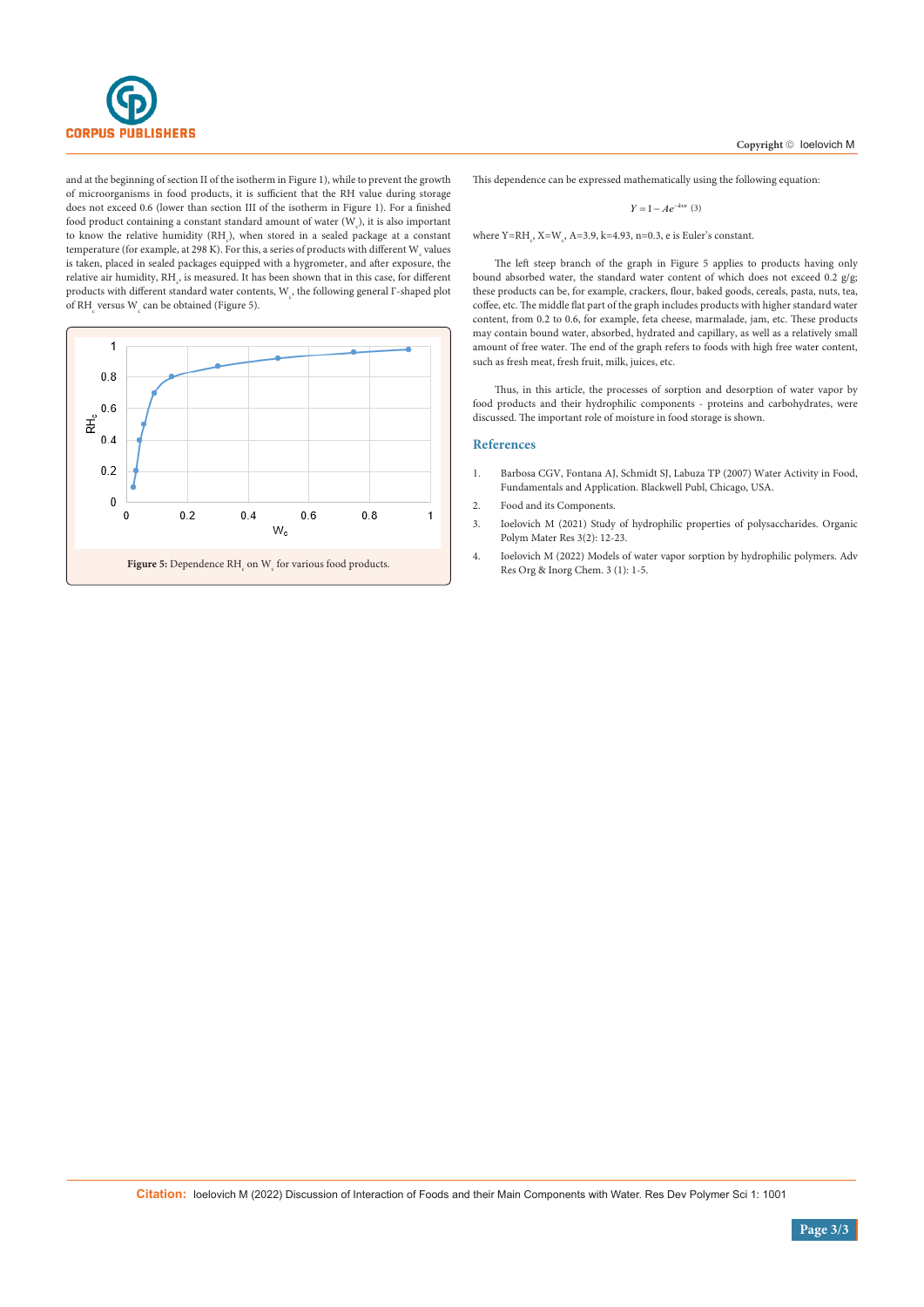and at the beginning of section II of the isotherm in Figure 1), while to prevent the growth of microorganisms in food products, it is sufficient that the RH value during storage does not exceed 0.6 (lower than section III of the isotherm in Figure 1). For a finished food product containing a constant standard amount of water ($W_c$), it is also important to know the relative humidity ($RH_c$), when stored in a sealed package at a constant temperature (for example, at 298 K). For this, a series of products with different $W_c$ values is taken, placed in sealed packages equipped with a hygrometer, and after exposure, the relative air humidity, $RH_c$, is measured. It has been shown that in this case, for different products with different standard water contents, $W_c$, the following general Γ-shaped plot of $RH_c$ versus $W_c$ can be obtained (Figure 5).

1
0.8
0.6
0.4
0.2
0
$RH_c$
0
0.2
0.4
0.6
0.8
1
$W_c$

**Figure 5:** Dependence $RH_c$ on $W_c$ for various food products.

This dependence can be expressed mathematically using the following equation:

$$Y = 1 - Ae^{-kx^n} \quad (3)$$

where $Y=RH_c$, $X=W_c$, A=3.9, k=4.93, n=0.3, e is Euler's constant.

The left steep branch of the graph in Figure 5 applies to products having only bound absorbed water, the standard water content of which does not exceed 0.2 g/g; these products can be, for example, crackers, flour, baked goods, cereals, pasta, nuts, tea, coffee, etc. The middle flat part of the graph includes products with higher standard water content, from 0.2 to 0.6, for example, feta cheese, marmalade, jam, etc. These products may contain bound water, absorbed, hydrated and capillary, as well as a relatively small amount of free water. The end of the graph refers to foods with high free water content, such as fresh meat, fresh fruit, milk, juices, etc.

Thus, in this article, the processes of sorption and desorption of water vapor by food products and their hydrophilic components - proteins and carbohydrates, were discussed. The important role of moisture in food storage is shown.

## References

1. Barbosa CGV, Fontana AJ, Schmidt SJ, Labuza TP (2007) Water Activity in Food, Fundamentals and Application. Blackwell Publ, Chicago, USA.
2. Food and its Components.
3. Ioelovich M (2021) Study of hydrophilic properties of polysaccharides. Organic Polym Mater Res 3(2): 12-23.
4. Ioelovich M (2022) Models of water vapor sorption by hydrophilic polymers. Adv Res Org & Inorg Chem. 3 (1): 1-5.